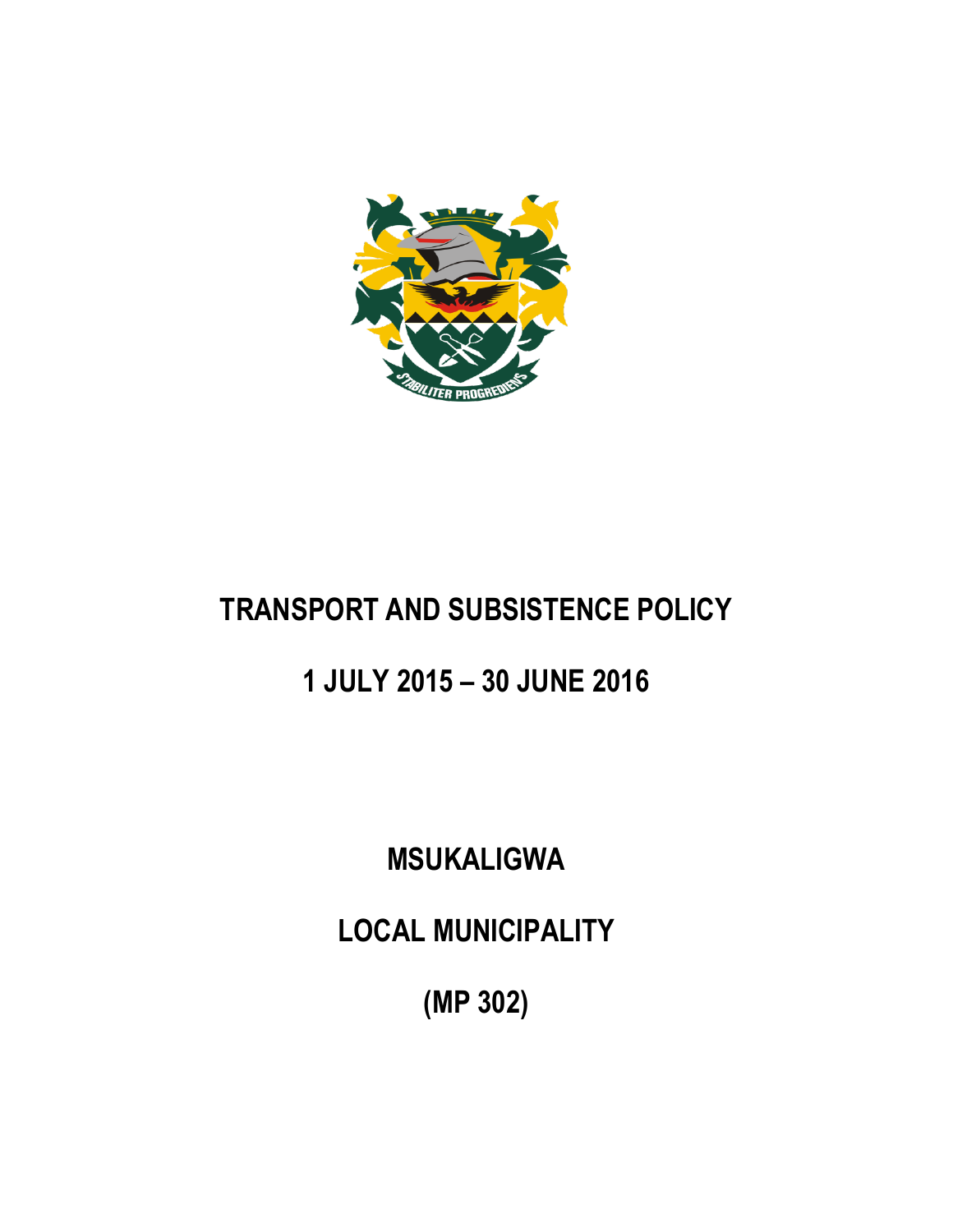# TRANSPORT AND SUBSISTENCE POLICY

## 1 JULY 2015 – 30 JUNE 2016

## MSUKALIGWA

## LOCAL MUNICIPALITY

## (MP 302)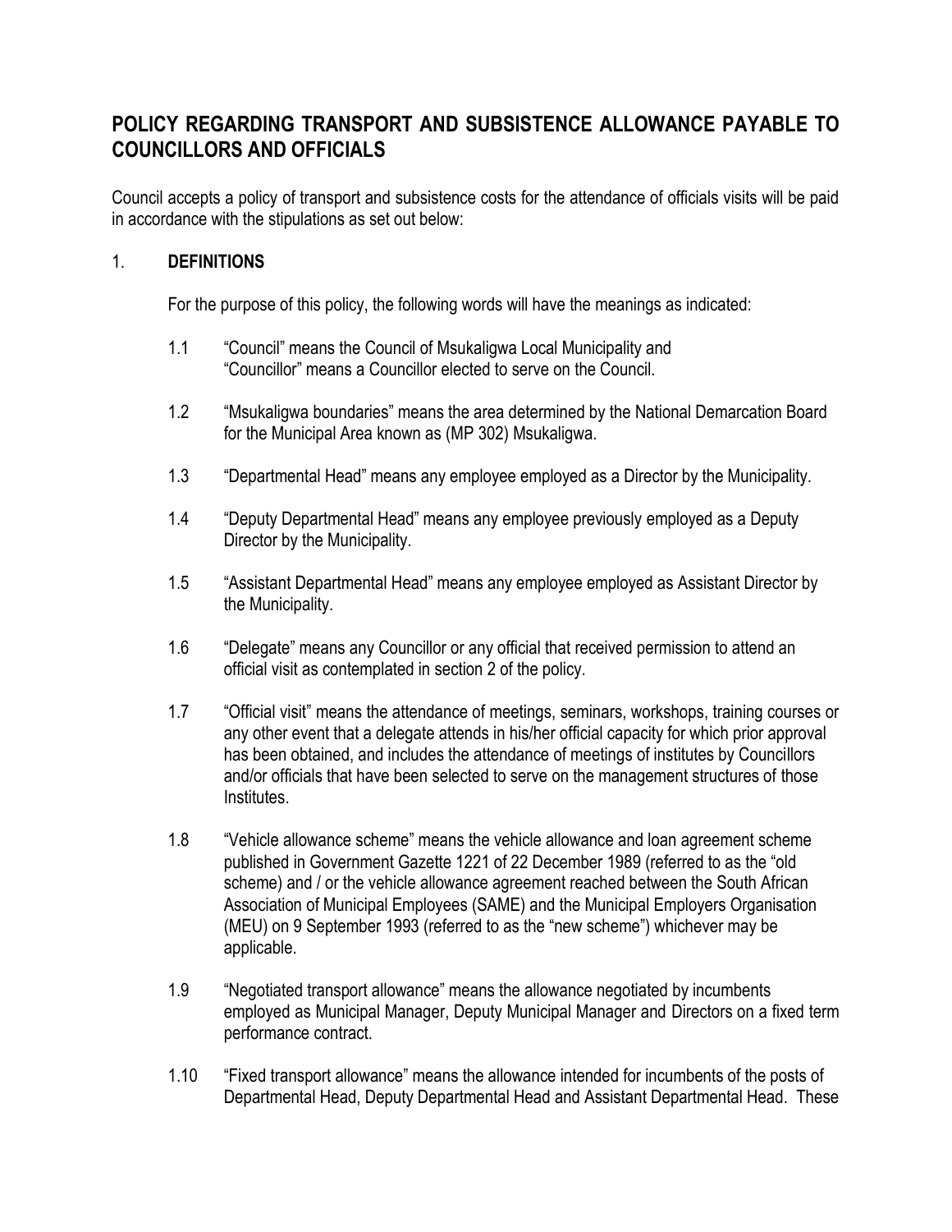# POLICY REGARDING TRANSPORT AND SUBSISTENCE ALLOWANCE PAYABLE TO COUNCILLORS AND OFFICIALS

Council accepts a policy of transport and subsistence costs for the attendance of officials visits will be paid in accordance with the stipulations as set out below:

## 1. DEFINITIONS

For the purpose of this policy, the following words will have the meanings as indicated:

1.1 "Council" means the Council of Msukaligwa Local Municipality and "Councillor" means a Councillor elected to serve on the Council.

1.2 "Msukaligwa boundaries" means the area determined by the National Demarcation Board for the Municipal Area known as (MP 302) Msukaligwa.

1.3 "Departmental Head" means any employee employed as a Director by the Municipality.

1.4 "Deputy Departmental Head" means any employee previously employed as a Deputy Director by the Municipality.

1.5 "Assistant Departmental Head" means any employee employed as Assistant Director by the Municipality.

1.6 "Delegate" means any Councillor or any official that received permission to attend an official visit as contemplated in section 2 of the policy.

1.7 "Official visit" means the attendance of meetings, seminars, workshops, training courses or any other event that a delegate attends in his/her official capacity for which prior approval has been obtained, and includes the attendance of meetings of institutes by Councillors and/or officials that have been selected to serve on the management structures of those Institutes.

1.8 "Vehicle allowance scheme" means the vehicle allowance and loan agreement scheme published in Government Gazette 1221 of 22 December 1989 (referred to as the "old scheme) and / or the vehicle allowance agreement reached between the South African Association of Municipal Employees (SAME) and the Municipal Employers Organisation (MEU) on 9 September 1993 (referred to as the "new scheme") whichever may be applicable.

1.9 "Negotiated transport allowance" means the allowance negotiated by incumbents employed as Municipal Manager, Deputy Municipal Manager and Directors on a fixed term performance contract.

1.10 "Fixed transport allowance" means the allowance intended for incumbents of the posts of Departmental Head, Deputy Departmental Head and Assistant Departmental Head. These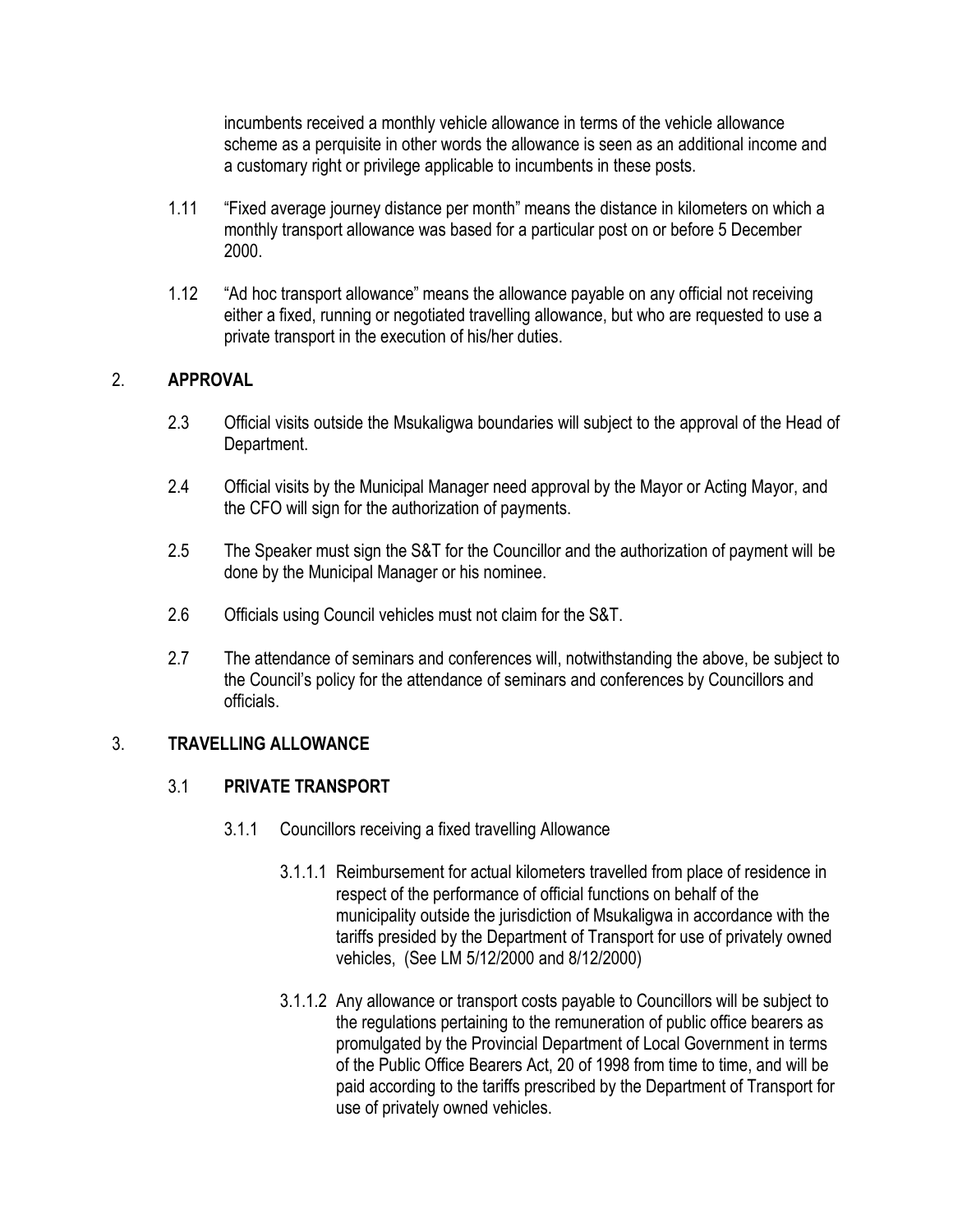incumbents received a monthly vehicle allowance in terms of the vehicle allowance scheme as a perquisite in other words the allowance is seen as an additional income and a customary right or privilege applicable to incumbents in these posts.

1.11 "Fixed average journey distance per month" means the distance in kilometers on which a monthly transport allowance was based for a particular post on or before 5 December 2000.

1.12 "Ad hoc transport allowance" means the allowance payable on any official not receiving either a fixed, running or negotiated travelling allowance, but who are requested to use a private transport in the execution of his/her duties.

## 2. APPROVAL

2.3 Official visits outside the Msukaligwa boundaries will subject to the approval of the Head of Department.

2.4 Official visits by the Municipal Manager need approval by the Mayor or Acting Mayor, and the CFO will sign for the authorization of payments.

2.5 The Speaker must sign the S&T for the Councillor and the authorization of payment will be done by the Municipal Manager or his nominee.

2.6 Officials using Council vehicles must not claim for the S&T.

2.7 The attendance of seminars and conferences will, notwithstanding the above, be subject to the Council's policy for the attendance of seminars and conferences by Councillors and officials.

## 3. TRAVELLING ALLOWANCE

### 3.1 PRIVATE TRANSPORT

3.1.1 Councillors receiving a fixed travelling Allowance

3.1.1.1 Reimbursement for actual kilometers travelled from place of residence in respect of the performance of official functions on behalf of the municipality outside the jurisdiction of Msukaligwa in accordance with the tariffs presided by the Department of Transport for use of privately owned vehicles, (See LM 5/12/2000 and 8/12/2000)

3.1.1.2 Any allowance or transport costs payable to Councillors will be subject to the regulations pertaining to the remuneration of public office bearers as promulgated by the Provincial Department of Local Government in terms of the Public Office Bearers Act, 20 of 1998 from time to time, and will be paid according to the tariffs prescribed by the Department of Transport for use of privately owned vehicles.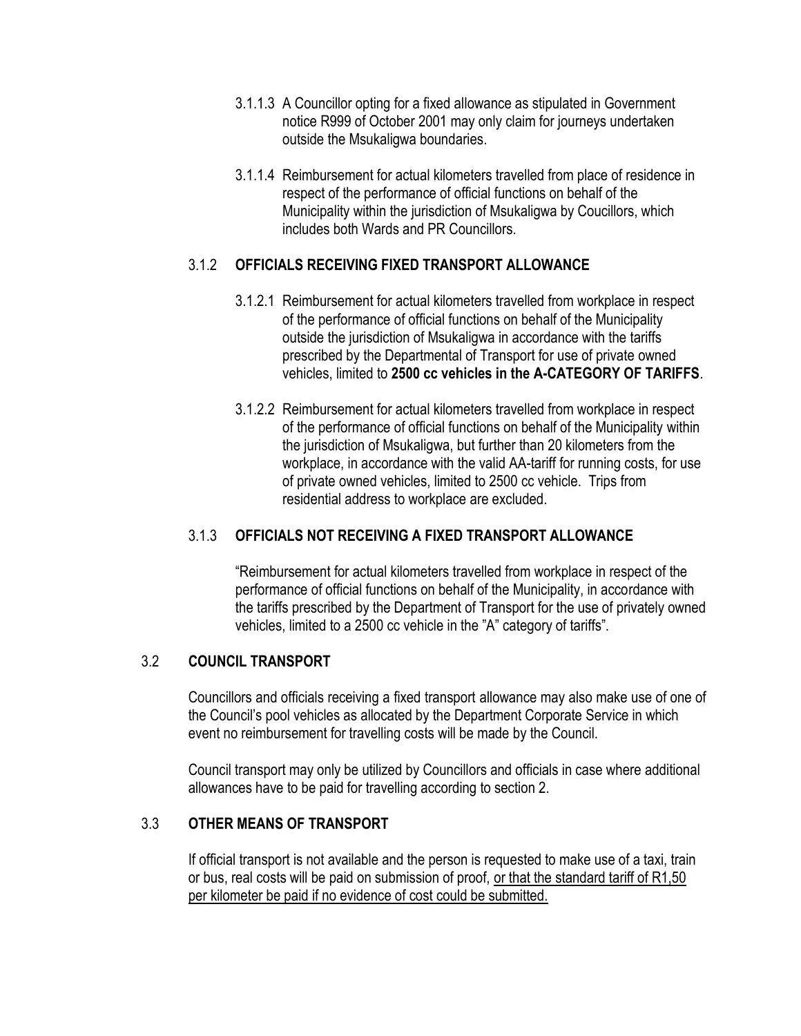3.1.1.3 A Councillor opting for a fixed allowance as stipulated in Government notice R999 of October 2001 may only claim for journeys undertaken outside the Msukaligwa boundaries.

3.1.1.4 Reimbursement for actual kilometers travelled from place of residence in respect of the performance of official functions on behalf of the Municipality within the jurisdiction of Msukaligwa by Coucillors, which includes both Wards and PR Councillors.

### 3.1.2 OFFICIALS RECEIVING FIXED TRANSPORT ALLOWANCE

3.1.2.1 Reimbursement for actual kilometers travelled from workplace in respect of the performance of official functions on behalf of the Municipality outside the jurisdiction of Msukaligwa in accordance with the tariffs prescribed by the Departmental of Transport for use of private owned vehicles, limited to **2500 cc vehicles in the A-CATEGORY OF TARIFFS**.

3.1.2.2 Reimbursement for actual kilometers travelled from workplace in respect of the performance of official functions on behalf of the Municipality within the jurisdiction of Msukaligwa, but further than 20 kilometers from the workplace, in accordance with the valid AA-tariff for running costs, for use of private owned vehicles, limited to 2500 cc vehicle. Trips from residential address to workplace are excluded.

### 3.1.3 OFFICIALS NOT RECEIVING A FIXED TRANSPORT ALLOWANCE

"Reimbursement for actual kilometers travelled from workplace in respect of the performance of official functions on behalf of the Municipality, in accordance with the tariffs prescribed by the Department of Transport for the use of privately owned vehicles, limited to a 2500 cc vehicle in the "A" category of tariffs".

## 3.2 COUNCIL TRANSPORT

Councillors and officials receiving a fixed transport allowance may also make use of one of the Council's pool vehicles as allocated by the Department Corporate Service in which event no reimbursement for travelling costs will be made by the Council.

Council transport may only be utilized by Councillors and officials in case where additional allowances have to be paid for travelling according to section 2.

## 3.3 OTHER MEANS OF TRANSPORT

If official transport is not available and the person is requested to make use of a taxi, train or bus, real costs will be paid on submission of proof, <u>or that the standard tariff of R1,50 per kilometer be paid if no evidence of cost could be submitted.</u>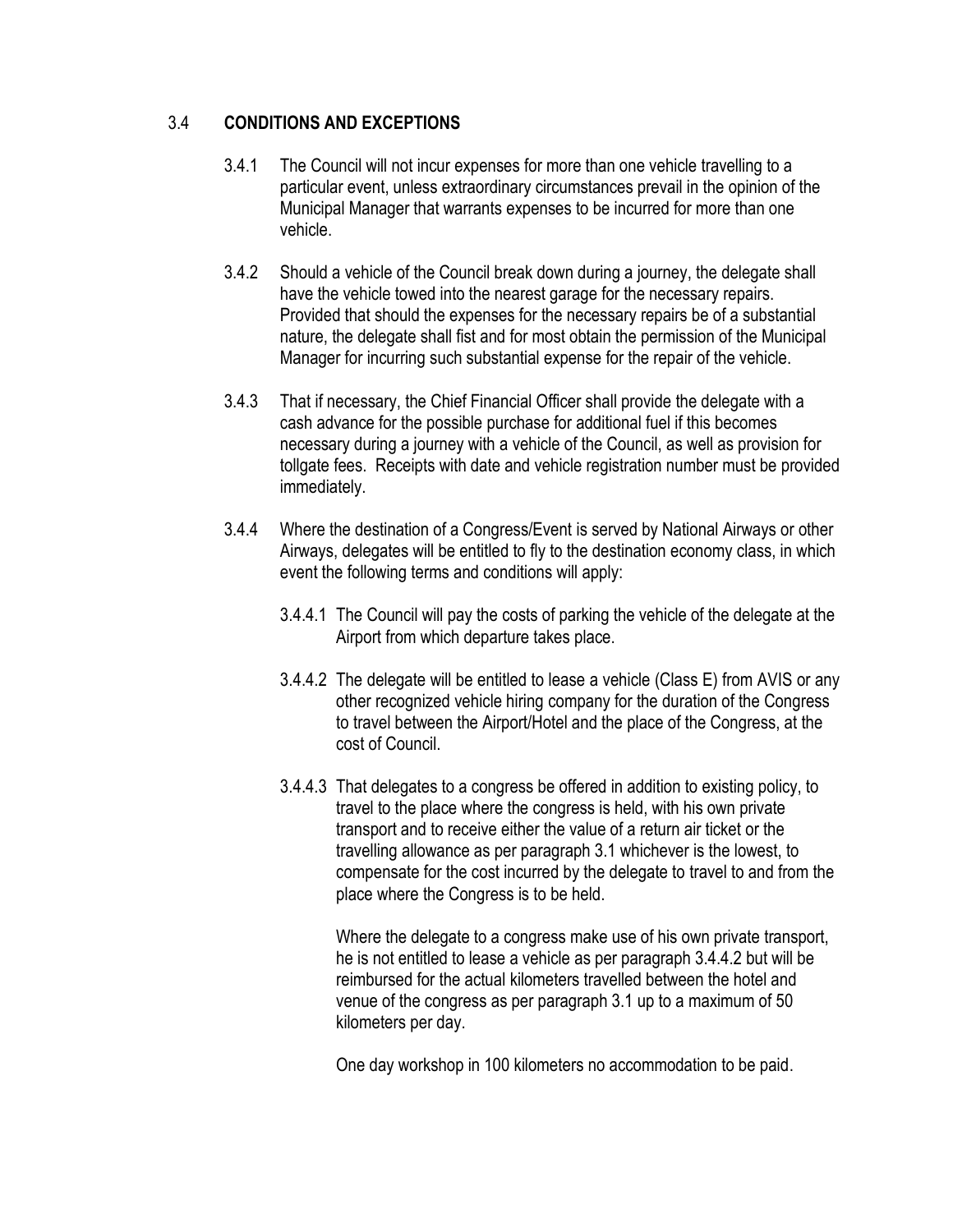### 3.4 CONDITIONS AND EXCEPTIONS

3.4.1 The Council will not incur expenses for more than one vehicle travelling to a particular event, unless extraordinary circumstances prevail in the opinion of the Municipal Manager that warrants expenses to be incurred for more than one vehicle.

3.4.2 Should a vehicle of the Council break down during a journey, the delegate shall have the vehicle towed into the nearest garage for the necessary repairs. Provided that should the expenses for the necessary repairs be of a substantial nature, the delegate shall fist and for most obtain the permission of the Municipal Manager for incurring such substantial expense for the repair of the vehicle.

3.4.3 That if necessary, the Chief Financial Officer shall provide the delegate with a cash advance for the possible purchase for additional fuel if this becomes necessary during a journey with a vehicle of the Council, as well as provision for tollgate fees. Receipts with date and vehicle registration number must be provided immediately.

3.4.4 Where the destination of a Congress/Event is served by National Airways or other Airways, delegates will be entitled to fly to the destination economy class, in which event the following terms and conditions will apply:

3.4.4.1 The Council will pay the costs of parking the vehicle of the delegate at the Airport from which departure takes place.

3.4.4.2 The delegate will be entitled to lease a vehicle (Class E) from AVIS or any other recognized vehicle hiring company for the duration of the Congress to travel between the Airport/Hotel and the place of the Congress, at the cost of Council.

3.4.4.3 That delegates to a congress be offered in addition to existing policy, to travel to the place where the congress is held, with his own private transport and to receive either the value of a return air ticket or the travelling allowance as per paragraph 3.1 whichever is the lowest, to compensate for the cost incurred by the delegate to travel to and from the place where the Congress is to be held.

Where the delegate to a congress make use of his own private transport, he is not entitled to lease a vehicle as per paragraph 3.4.4.2 but will be reimbursed for the actual kilometers travelled between the hotel and venue of the congress as per paragraph 3.1 up to a maximum of 50 kilometers per day.

One day workshop in 100 kilometers no accommodation to be paid.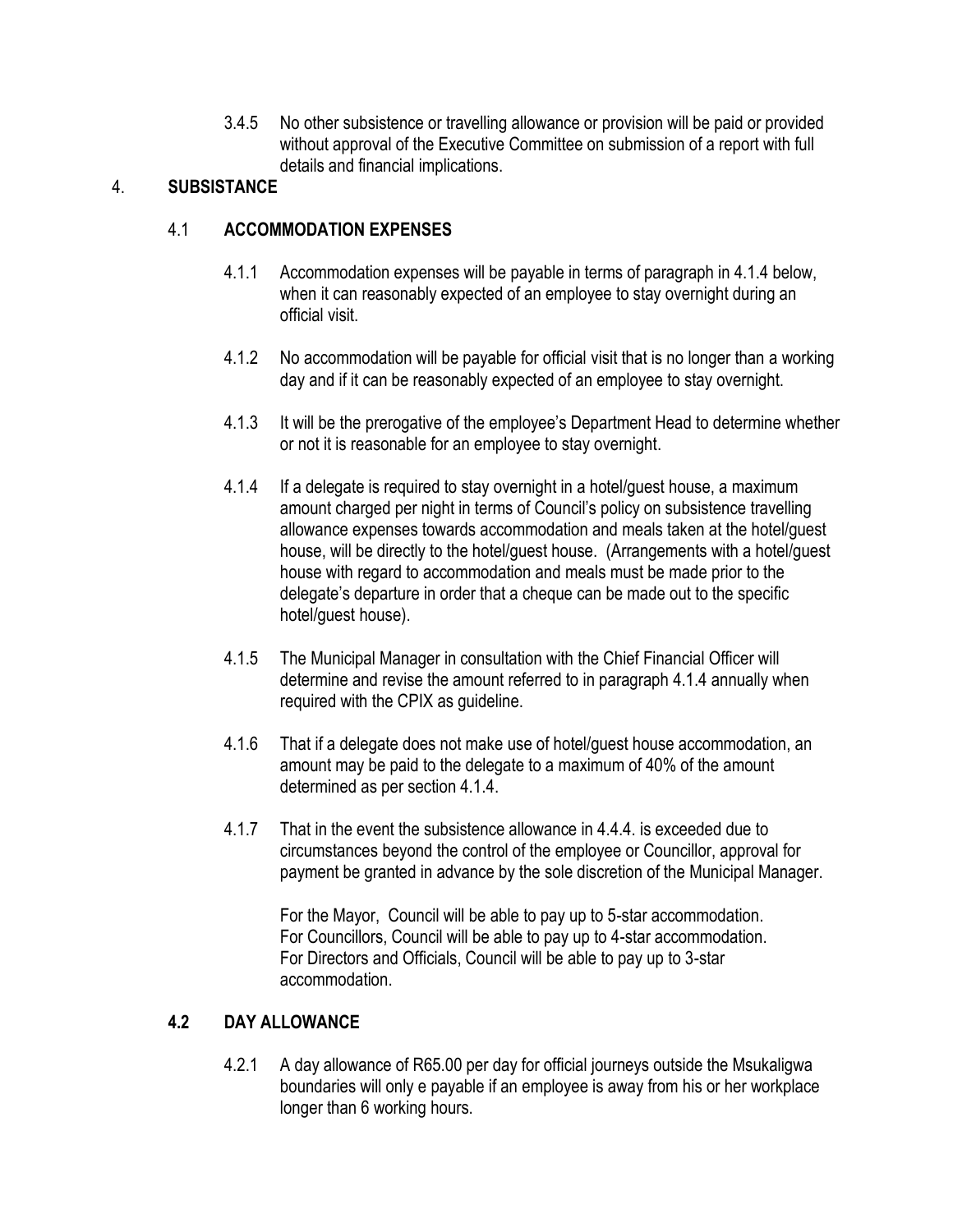3.4.5 No other subsistence or travelling allowance or provision will be paid or provided without approval of the Executive Committee on submission of a report with full details and financial implications.

## 4. SUBSISTANCE

### 4.1 ACCOMMODATION EXPENSES

4.1.1 Accommodation expenses will be payable in terms of paragraph in 4.1.4 below, when it can reasonably expected of an employee to stay overnight during an official visit.

4.1.2 No accommodation will be payable for official visit that is no longer than a working day and if it can be reasonably expected of an employee to stay overnight.

4.1.3 It will be the prerogative of the employee's Department Head to determine whether or not it is reasonable for an employee to stay overnight.

4.1.4 If a delegate is required to stay overnight in a hotel/guest house, a maximum amount charged per night in terms of Council's policy on subsistence travelling allowance expenses towards accommodation and meals taken at the hotel/guest house, will be directly to the hotel/guest house. (Arrangements with a hotel/guest house with regard to accommodation and meals must be made prior to the delegate's departure in order that a cheque can be made out to the specific hotel/guest house).

4.1.5 The Municipal Manager in consultation with the Chief Financial Officer will determine and revise the amount referred to in paragraph 4.1.4 annually when required with the CPIX as guideline.

4.1.6 That if a delegate does not make use of hotel/guest house accommodation, an amount may be paid to the delegate to a maximum of 40% of the amount determined as per section 4.1.4.

4.1.7 That in the event the subsistence allowance in 4.4.4. is exceeded due to circumstances beyond the control of the employee or Councillor, approval for payment be granted in advance by the sole discretion of the Municipal Manager.

For the Mayor, Council will be able to pay up to 5-star accommodation.
For Councillors, Council will be able to pay up to 4-star accommodation.
For Directors and Officials, Council will be able to pay up to 3-star accommodation.

### 4.2 DAY ALLOWANCE

4.2.1 A day allowance of R65.00 per day for official journeys outside the Msukaligwa boundaries will only e payable if an employee is away from his or her workplace longer than 6 working hours.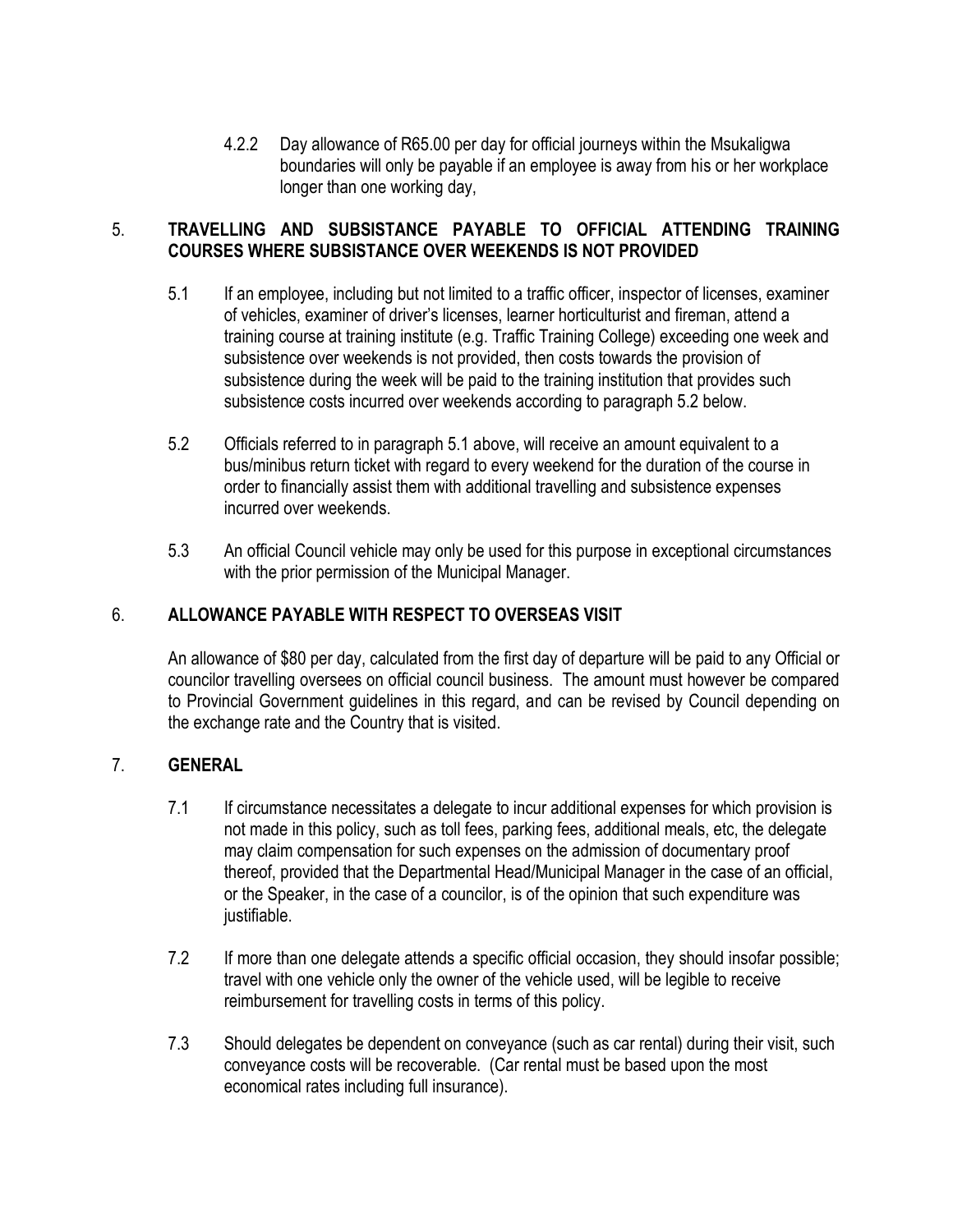4.2.2 Day allowance of R65.00 per day for official journeys within the Msukaligwa boundaries will only be payable if an employee is away from his or her workplace longer than one working day,

## 5. TRAVELLING AND SUBSISTANCE PAYABLE TO OFFICIAL ATTENDING TRAINING COURSES WHERE SUBSISTANCE OVER WEEKENDS IS NOT PROVIDED

5.1 If an employee, including but not limited to a traffic officer, inspector of licenses, examiner of vehicles, examiner of driver's licenses, learner horticulturist and fireman, attend a training course at training institute (e.g. Traffic Training College) exceeding one week and subsistence over weekends is not provided, then costs towards the provision of subsistence during the week will be paid to the training institution that provides such subsistence costs incurred over weekends according to paragraph 5.2 below.

5.2 Officials referred to in paragraph 5.1 above, will receive an amount equivalent to a bus/minibus return ticket with regard to every weekend for the duration of the course in order to financially assist them with additional travelling and subsistence expenses incurred over weekends.

5.3 An official Council vehicle may only be used for this purpose in exceptional circumstances with the prior permission of the Municipal Manager.

## 6. ALLOWANCE PAYABLE WITH RESPECT TO OVERSEAS VISIT

An allowance of $80 per day, calculated from the first day of departure will be paid to any Official or councilor travelling oversees on official council business. The amount must however be compared to Provincial Government guidelines in this regard, and can be revised by Council depending on the exchange rate and the Country that is visited.

## 7. GENERAL

7.1 If circumstance necessitates a delegate to incur additional expenses for which provision is not made in this policy, such as toll fees, parking fees, additional meals, etc, the delegate may claim compensation for such expenses on the admission of documentary proof thereof, provided that the Departmental Head/Municipal Manager in the case of an official, or the Speaker, in the case of a councilor, is of the opinion that such expenditure was justifiable.

7.2 If more than one delegate attends a specific official occasion, they should insofar possible; travel with one vehicle only the owner of the vehicle used, will be legible to receive reimbursement for travelling costs in terms of this policy.

7.3 Should delegates be dependent on conveyance (such as car rental) during their visit, such conveyance costs will be recoverable. (Car rental must be based upon the most economical rates including full insurance).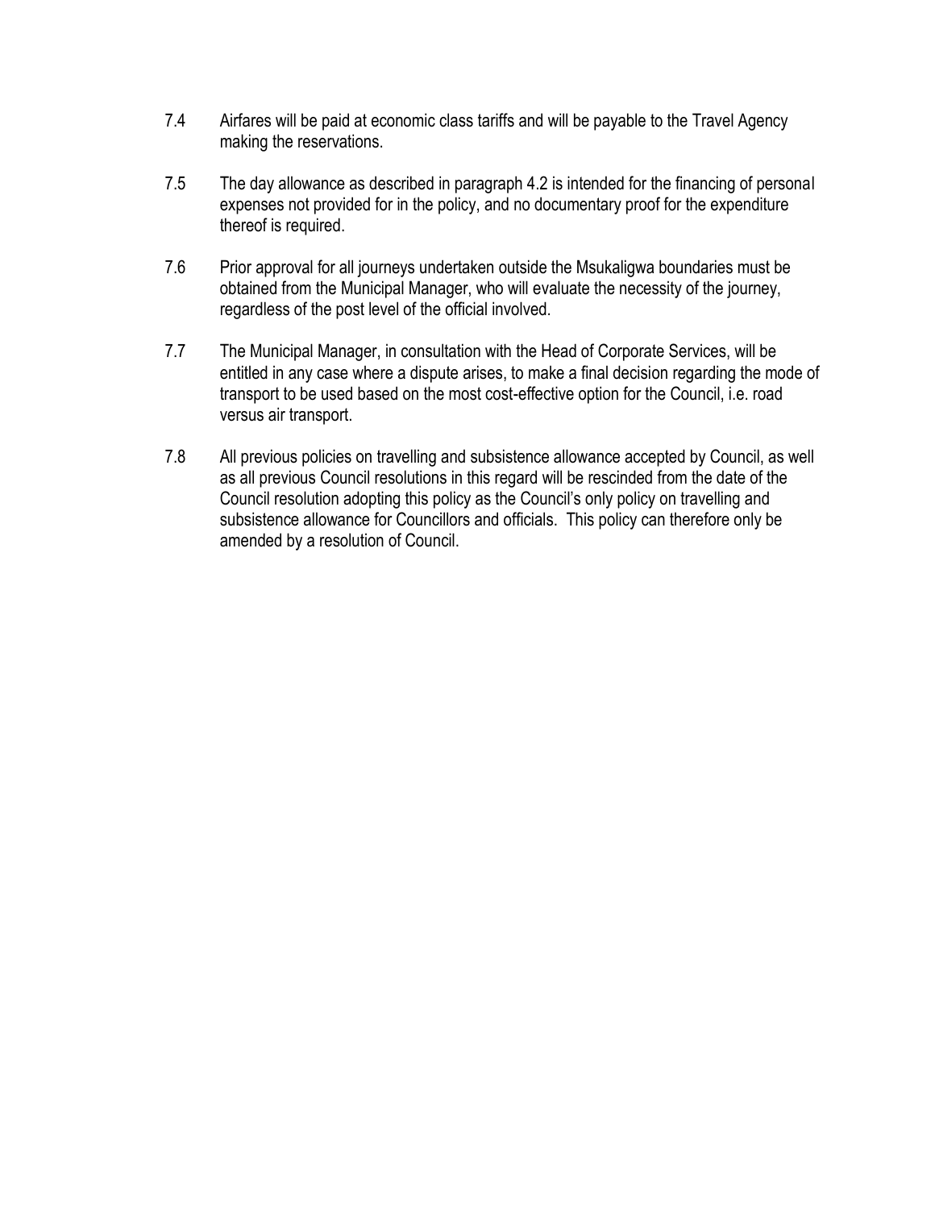7.4 Airfares will be paid at economic class tariffs and will be payable to the Travel Agency making the reservations.

7.5 The day allowance as described in paragraph 4.2 is intended for the financing of personal expenses not provided for in the policy, and no documentary proof for the expenditure thereof is required.

7.6 Prior approval for all journeys undertaken outside the Msukaligwa boundaries must be obtained from the Municipal Manager, who will evaluate the necessity of the journey, regardless of the post level of the official involved.

7.7 The Municipal Manager, in consultation with the Head of Corporate Services, will be entitled in any case where a dispute arises, to make a final decision regarding the mode of transport to be used based on the most cost-effective option for the Council, i.e. road versus air transport.

7.8 All previous policies on travelling and subsistence allowance accepted by Council, as well as all previous Council resolutions in this regard will be rescinded from the date of the Council resolution adopting this policy as the Council's only policy on travelling and subsistence allowance for Councillors and officials. This policy can therefore only be amended by a resolution of Council.